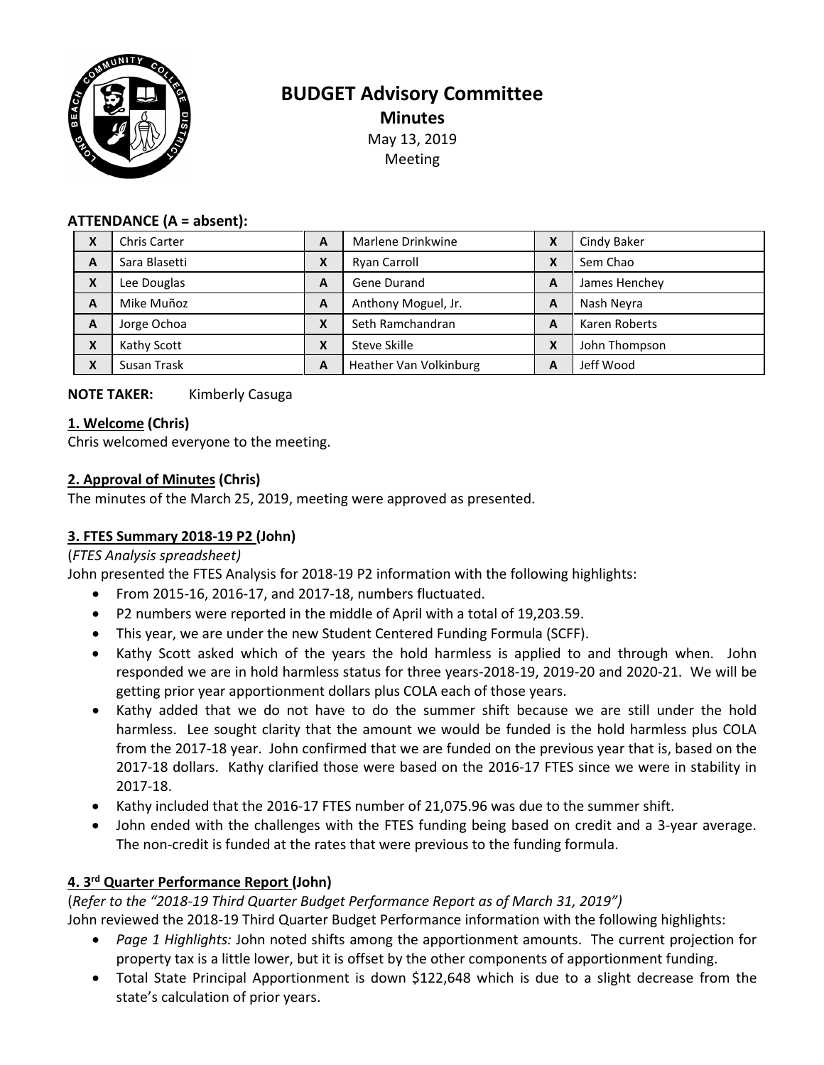# BUDGET Advisory Committee

## Minutes

May 13, 2019

Meeting

**ATTENDANCE (A = absent):**

| | | | | | |
|---|---|---|---|---|---|
| X | Chris Carter | A | Marlene Drinkwine | X | Cindy Baker |
| A | Sara Blasetti | X | Ryan Carroll | X | Sem Chao |
| X | Lee Douglas | A | Gene Durand | A | James Henchey |
| A | Mike Muñoz | A | Anthony Moguel, Jr. | A | Nash Neyra |
| A | Jorge Ochoa | X | Seth Ramchandran | A | Karen Roberts |
| X | Kathy Scott | X | Steve Skille | X | John Thompson |
| X | Susan Trask | A | Heather Van Volkinburg | A | Jeff Wood |

**NOTE TAKER:** Kimberly Casuga

**1. Welcome (Chris)**

Chris welcomed everyone to the meeting.

**2. Approval of Minutes (Chris)**

The minutes of the March 25, 2019, meeting were approved as presented.

**3. FTES Summary 2018-19 P2 (John)**

(*FTES Analysis spreadsheet)*

John presented the FTES Analysis for 2018-19 P2 information with the following highlights:

- From 2015-16, 2016-17, and 2017-18, numbers fluctuated.
- P2 numbers were reported in the middle of April with a total of 19,203.59.
- This year, we are under the new Student Centered Funding Formula (SCFF).
- Kathy Scott asked which of the years the hold harmless is applied to and through when. John responded we are in hold harmless status for three years-2018-19, 2019-20 and 2020-21. We will be getting prior year apportionment dollars plus COLA each of those years.
- Kathy added that we do not have to do the summer shift because we are still under the hold harmless. Lee sought clarity that the amount we would be funded is the hold harmless plus COLA from the 2017-18 year. John confirmed that we are funded on the previous year that is, based on the 2017-18 dollars. Kathy clarified those were based on the 2016-17 FTES since we were in stability in 2017-18.
- Kathy included that the 2016-17 FTES number of 21,075.96 was due to the summer shift.
- John ended with the challenges with the FTES funding being based on credit and a 3-year average. The non-credit is funded at the rates that were previous to the funding formula.

**4. 3rd Quarter Performance Report (John)**

(*Refer to the "2018-19 Third Quarter Budget Performance Report as of March 31, 2019")*

John reviewed the 2018-19 Third Quarter Budget Performance information with the following highlights:

- *Page 1 Highlights:* John noted shifts among the apportionment amounts. The current projection for property tax is a little lower, but it is offset by the other components of apportionment funding.
- Total State Principal Apportionment is down $122,648 which is due to a slight decrease from the state's calculation of prior years.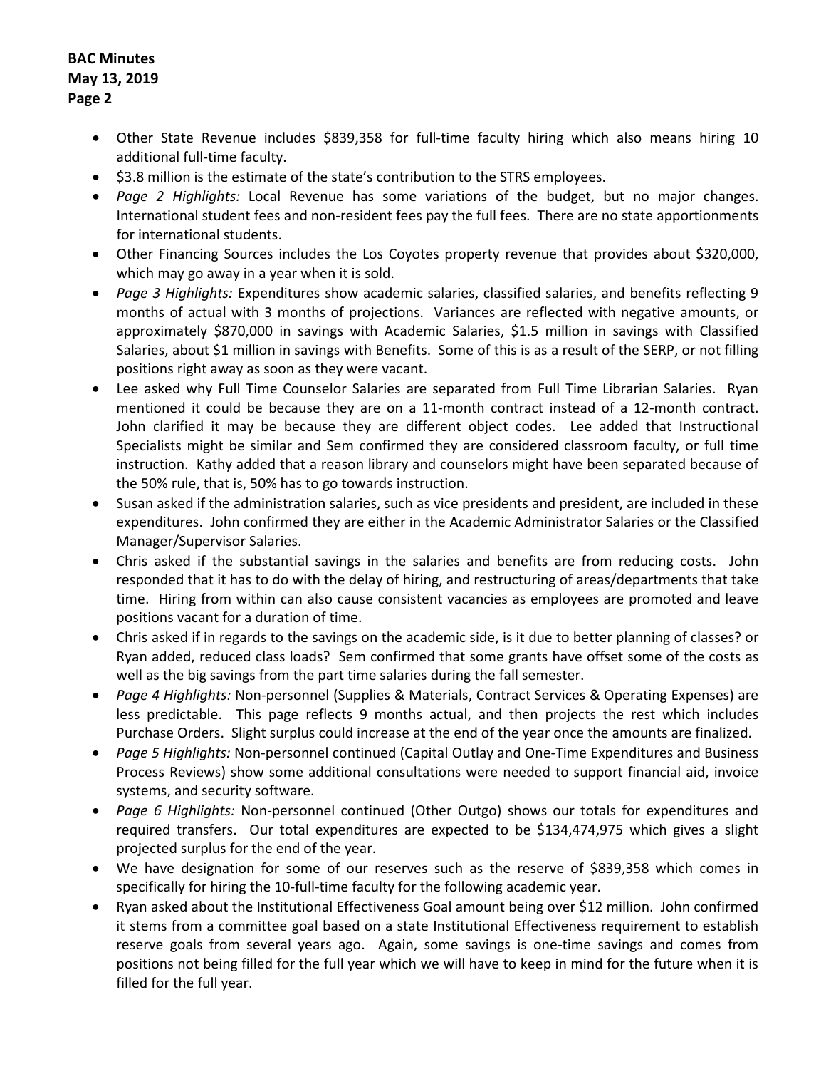- Other State Revenue includes $839,358 for full-time faculty hiring which also means hiring 10 additional full-time faculty.
- $3.8 million is the estimate of the state's contribution to the STRS employees.
- *Page 2 Highlights:* Local Revenue has some variations of the budget, but no major changes. International student fees and non-resident fees pay the full fees. There are no state apportionments for international students.
- Other Financing Sources includes the Los Coyotes property revenue that provides about $320,000, which may go away in a year when it is sold.
- *Page 3 Highlights:* Expenditures show academic salaries, classified salaries, and benefits reflecting 9 months of actual with 3 months of projections. Variances are reflected with negative amounts, or approximately $870,000 in savings with Academic Salaries, $1.5 million in savings with Classified Salaries, about $1 million in savings with Benefits. Some of this is as a result of the SERP, or not filling positions right away as soon as they were vacant.
- Lee asked why Full Time Counselor Salaries are separated from Full Time Librarian Salaries. Ryan mentioned it could be because they are on a 11-month contract instead of a 12-month contract. John clarified it may be because they are different object codes. Lee added that Instructional Specialists might be similar and Sem confirmed they are considered classroom faculty, or full time instruction. Kathy added that a reason library and counselors might have been separated because of the 50% rule, that is, 50% has to go towards instruction.
- Susan asked if the administration salaries, such as vice presidents and president, are included in these expenditures. John confirmed they are either in the Academic Administrator Salaries or the Classified Manager/Supervisor Salaries.
- Chris asked if the substantial savings in the salaries and benefits are from reducing costs. John responded that it has to do with the delay of hiring, and restructuring of areas/departments that take time. Hiring from within can also cause consistent vacancies as employees are promoted and leave positions vacant for a duration of time.
- Chris asked if in regards to the savings on the academic side, is it due to better planning of classes? or Ryan added, reduced class loads? Sem confirmed that some grants have offset some of the costs as well as the big savings from the part time salaries during the fall semester.
- *Page 4 Highlights:* Non-personnel (Supplies & Materials, Contract Services & Operating Expenses) are less predictable. This page reflects 9 months actual, and then projects the rest which includes Purchase Orders. Slight surplus could increase at the end of the year once the amounts are finalized.
- *Page 5 Highlights:* Non-personnel continued (Capital Outlay and One-Time Expenditures and Business Process Reviews) show some additional consultations were needed to support financial aid, invoice systems, and security software.
- *Page 6 Highlights:* Non-personnel continued (Other Outgo) shows our totals for expenditures and required transfers. Our total expenditures are expected to be $134,474,975 which gives a slight projected surplus for the end of the year.
- We have designation for some of our reserves such as the reserve of $839,358 which comes in specifically for hiring the 10-full-time faculty for the following academic year.
- Ryan asked about the Institutional Effectiveness Goal amount being over $12 million. John confirmed it stems from a committee goal based on a state Institutional Effectiveness requirement to establish reserve goals from several years ago. Again, some savings is one-time savings and comes from positions not being filled for the full year which we will have to keep in mind for the future when it is filled for the full year.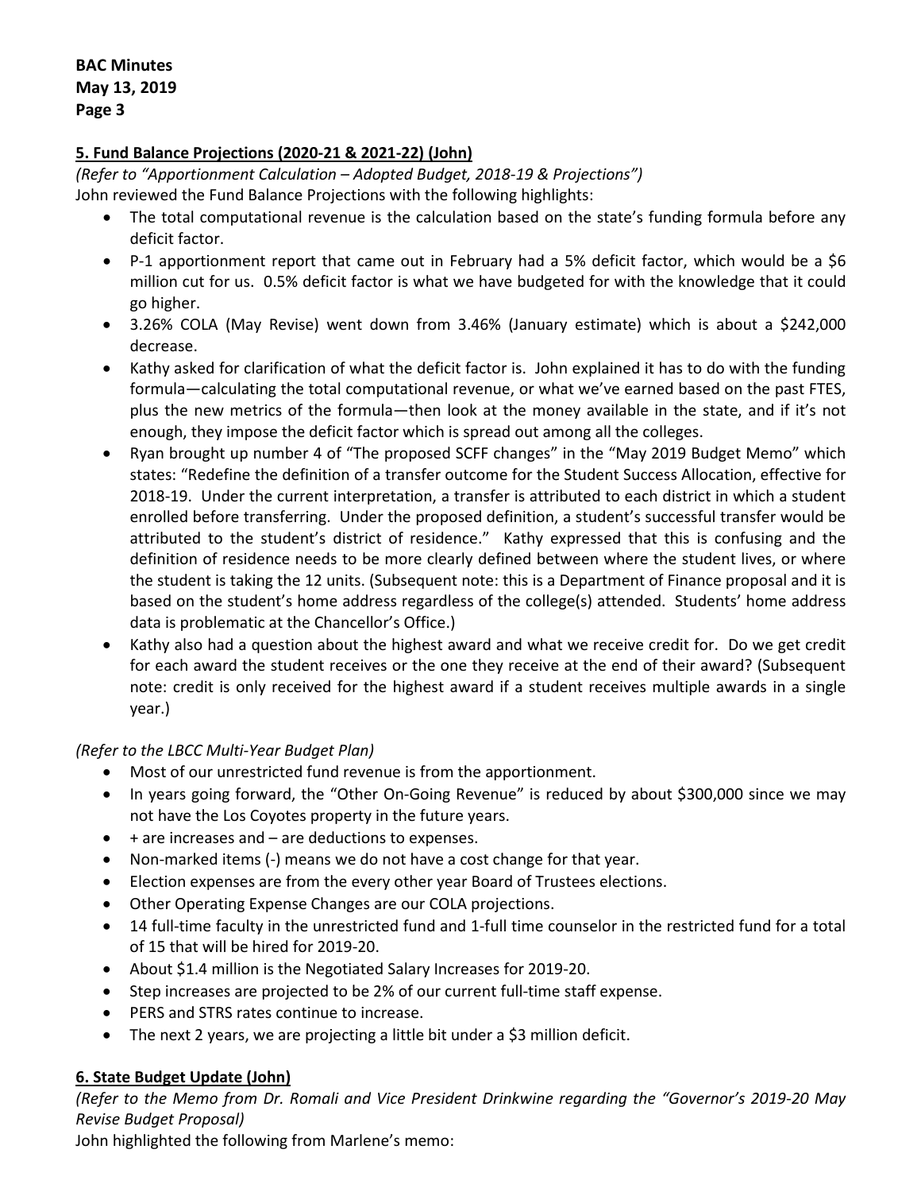### 5. Fund Balance Projections (2020-21 & 2021-22) (John)

*(Refer to "Apportionment Calculation – Adopted Budget, 2018-19 & Projections")*

John reviewed the Fund Balance Projections with the following highlights:

- The total computational revenue is the calculation based on the state's funding formula before any deficit factor.
- P-1 apportionment report that came out in February had a 5% deficit factor, which would be a $6 million cut for us. 0.5% deficit factor is what we have budgeted for with the knowledge that it could go higher.
- 3.26% COLA (May Revise) went down from 3.46% (January estimate) which is about a $242,000 decrease.
- Kathy asked for clarification of what the deficit factor is. John explained it has to do with the funding formula—calculating the total computational revenue, or what we've earned based on the past FTES, plus the new metrics of the formula—then look at the money available in the state, and if it's not enough, they impose the deficit factor which is spread out among all the colleges.
- Ryan brought up number 4 of "The proposed SCFF changes" in the "May 2019 Budget Memo" which states: "Redefine the definition of a transfer outcome for the Student Success Allocation, effective for 2018-19. Under the current interpretation, a transfer is attributed to each district in which a student enrolled before transferring. Under the proposed definition, a student's successful transfer would be attributed to the student's district of residence." Kathy expressed that this is confusing and the definition of residence needs to be more clearly defined between where the student lives, or where the student is taking the 12 units. (Subsequent note: this is a Department of Finance proposal and it is based on the student's home address regardless of the college(s) attended. Students' home address data is problematic at the Chancellor's Office.)
- Kathy also had a question about the highest award and what we receive credit for. Do we get credit for each award the student receives or the one they receive at the end of their award? (Subsequent note: credit is only received for the highest award if a student receives multiple awards in a single year.)

*(Refer to the LBCC Multi-Year Budget Plan)*

- Most of our unrestricted fund revenue is from the apportionment.
- In years going forward, the "Other On-Going Revenue" is reduced by about $300,000 since we may not have the Los Coyotes property in the future years.
- + are increases and – are deductions to expenses.
- Non-marked items (-) means we do not have a cost change for that year.
- Election expenses are from the every other year Board of Trustees elections.
- Other Operating Expense Changes are our COLA projections.
- 14 full-time faculty in the unrestricted fund and 1-full time counselor in the restricted fund for a total of 15 that will be hired for 2019-20.
- About $1.4 million is the Negotiated Salary Increases for 2019-20.
- Step increases are projected to be 2% of our current full-time staff expense.
- PERS and STRS rates continue to increase.
- The next 2 years, we are projecting a little bit under a $3 million deficit.

### 6. State Budget Update (John)

*(Refer to the Memo from Dr. Romali and Vice President Drinkwine regarding the "Governor's 2019-20 May Revise Budget Proposal)*

John highlighted the following from Marlene's memo: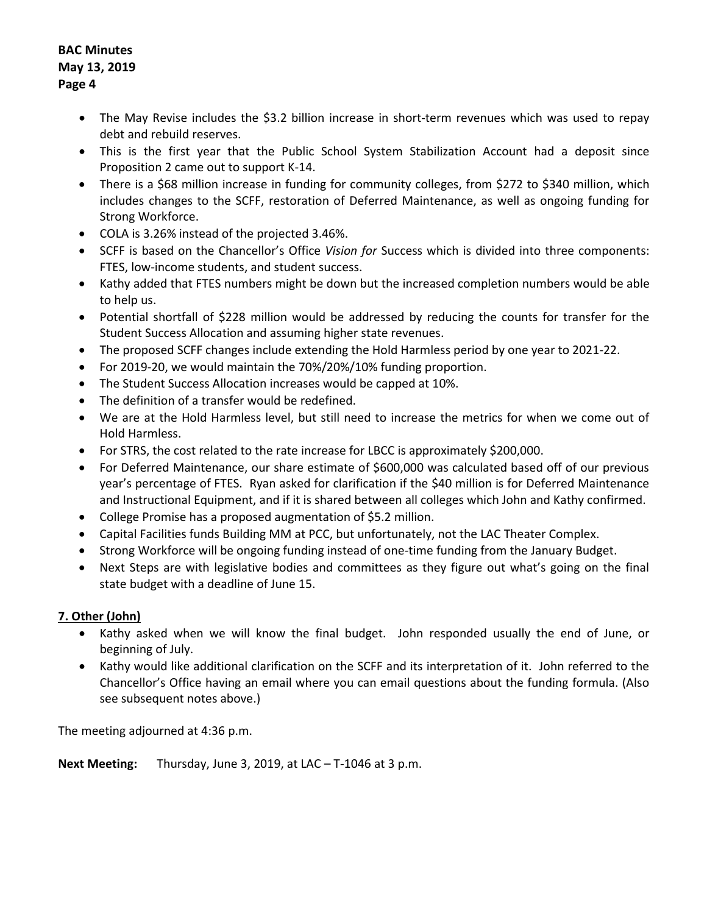- The May Revise includes the $3.2 billion increase in short-term revenues which was used to repay debt and rebuild reserves.
- This is the first year that the Public School System Stabilization Account had a deposit since Proposition 2 came out to support K-14.
- There is a $68 million increase in funding for community colleges, from $272 to $340 million, which includes changes to the SCFF, restoration of Deferred Maintenance, as well as ongoing funding for Strong Workforce.
- COLA is 3.26% instead of the projected 3.46%.
- SCFF is based on the Chancellor's Office *Vision for* Success which is divided into three components: FTES, low-income students, and student success.
- Kathy added that FTES numbers might be down but the increased completion numbers would be able to help us.
- Potential shortfall of $228 million would be addressed by reducing the counts for transfer for the Student Success Allocation and assuming higher state revenues.
- The proposed SCFF changes include extending the Hold Harmless period by one year to 2021-22.
- For 2019-20, we would maintain the 70%/20%/10% funding proportion.
- The Student Success Allocation increases would be capped at 10%.
- The definition of a transfer would be redefined.
- We are at the Hold Harmless level, but still need to increase the metrics for when we come out of Hold Harmless.
- For STRS, the cost related to the rate increase for LBCC is approximately $200,000.
- For Deferred Maintenance, our share estimate of $600,000 was calculated based off of our previous year's percentage of FTES. Ryan asked for clarification if the $40 million is for Deferred Maintenance and Instructional Equipment, and if it is shared between all colleges which John and Kathy confirmed.
- College Promise has a proposed augmentation of $5.2 million.
- Capital Facilities funds Building MM at PCC, but unfortunately, not the LAC Theater Complex.
- Strong Workforce will be ongoing funding instead of one-time funding from the January Budget.
- Next Steps are with legislative bodies and committees as they figure out what's going on the final state budget with a deadline of June 15.

## 7. Other (John)

- Kathy asked when we will know the final budget. John responded usually the end of June, or beginning of July.
- Kathy would like additional clarification on the SCFF and its interpretation of it. John referred to the Chancellor's Office having an email where you can email questions about the funding formula. (Also see subsequent notes above.)

The meeting adjourned at 4:36 p.m.

**Next Meeting:** Thursday, June 3, 2019, at LAC – T-1046 at 3 p.m.